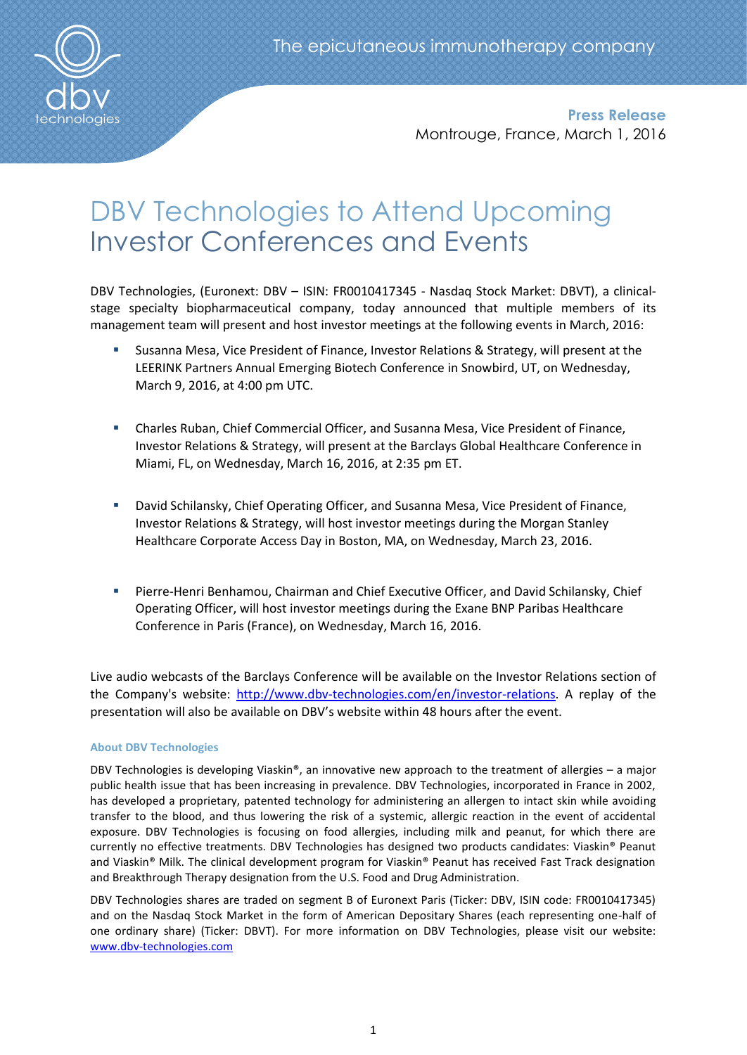The epicutaneous immunotherapy company

**Press Release**
Montrouge, France, March 1, 2016

# DBV Technologies to Attend Upcoming Investor Conferences and Events

DBV Technologies, (Euronext: DBV – ISIN: FR0010417345 - Nasdaq Stock Market: DBVT), a clinical-stage specialty biopharmaceutical company, today announced that multiple members of its management team will present and host investor meetings at the following events in March, 2016:

- Susanna Mesa, Vice President of Finance, Investor Relations & Strategy, will present at the LEERINK Partners Annual Emerging Biotech Conference in Snowbird, UT, on Wednesday, March 9, 2016, at 4:00 pm UTC.

- Charles Ruban, Chief Commercial Officer, and Susanna Mesa, Vice President of Finance, Investor Relations & Strategy, will present at the Barclays Global Healthcare Conference in Miami, FL, on Wednesday, March 16, 2016, at 2:35 pm ET.

- David Schilansky, Chief Operating Officer, and Susanna Mesa, Vice President of Finance, Investor Relations & Strategy, will host investor meetings during the Morgan Stanley Healthcare Corporate Access Day in Boston, MA, on Wednesday, March 23, 2016.

- Pierre-Henri Benhamou, Chairman and Chief Executive Officer, and David Schilansky, Chief Operating Officer, will host investor meetings during the Exane BNP Paribas Healthcare Conference in Paris (France), on Wednesday, March 16, 2016.

Live audio webcasts of the Barclays Conference will be available on the Investor Relations section of the Company's website: [http://www.dbv-technologies.com/en/investor-relations](http://www.dbv-technologies.com/en/investor-relations). A replay of the presentation will also be available on DBV's website within 48 hours after the event.

### About DBV Technologies

DBV Technologies is developing Viaskin®, an innovative new approach to the treatment of allergies – a major public health issue that has been increasing in prevalence. DBV Technologies, incorporated in France in 2002, has developed a proprietary, patented technology for administering an allergen to intact skin while avoiding transfer to the blood, and thus lowering the risk of a systemic, allergic reaction in the event of accidental exposure. DBV Technologies is focusing on food allergies, including milk and peanut, for which there are currently no effective treatments. DBV Technologies has designed two products candidates: Viaskin® Peanut and Viaskin® Milk. The clinical development program for Viaskin® Peanut has received Fast Track designation and Breakthrough Therapy designation from the U.S. Food and Drug Administration.

DBV Technologies shares are traded on segment B of Euronext Paris (Ticker: DBV, ISIN code: FR0010417345) and on the Nasdaq Stock Market in the form of American Depositary Shares (each representing one-half of one ordinary share) (Ticker: DBVT). For more information on DBV Technologies, please visit our website: [www.dbv-technologies.com](http://www.dbv-technologies.com)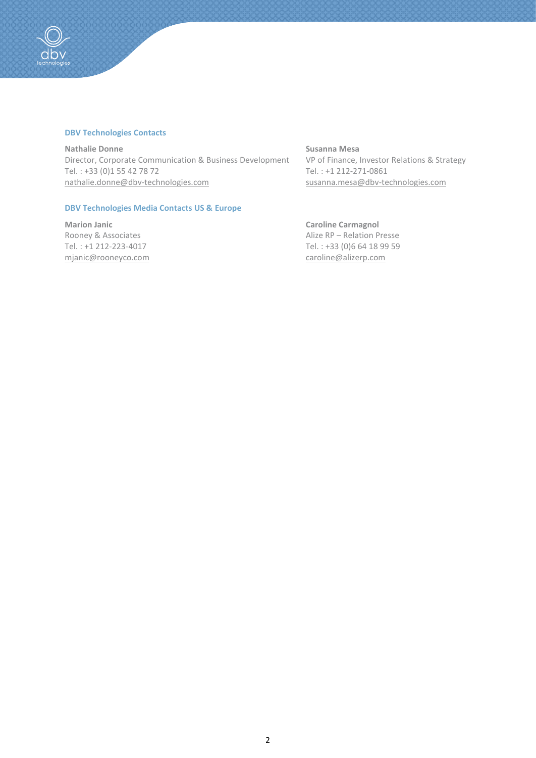### DBV Technologies Contacts

**Nathalie Donne**
Director, Corporate Communication & Business Development
Tel. : +33 (0)1 55 42 78 72
nathalie.donne@dbv-technologies.com

**Susanna Mesa**
VP of Finance, Investor Relations & Strategy
Tel. : +1 212-271-0861
susanna.mesa@dbv-technologies.com

### DBV Technologies Media Contacts US & Europe

**Marion Janic**
Rooney & Associates
Tel. : +1 212-223-4017
mjanic@rooneyco.com

**Caroline Carmagnol**
Alize RP – Relation Presse
Tel. : +33 (0)6 64 18 99 59
caroline@alizerp.com